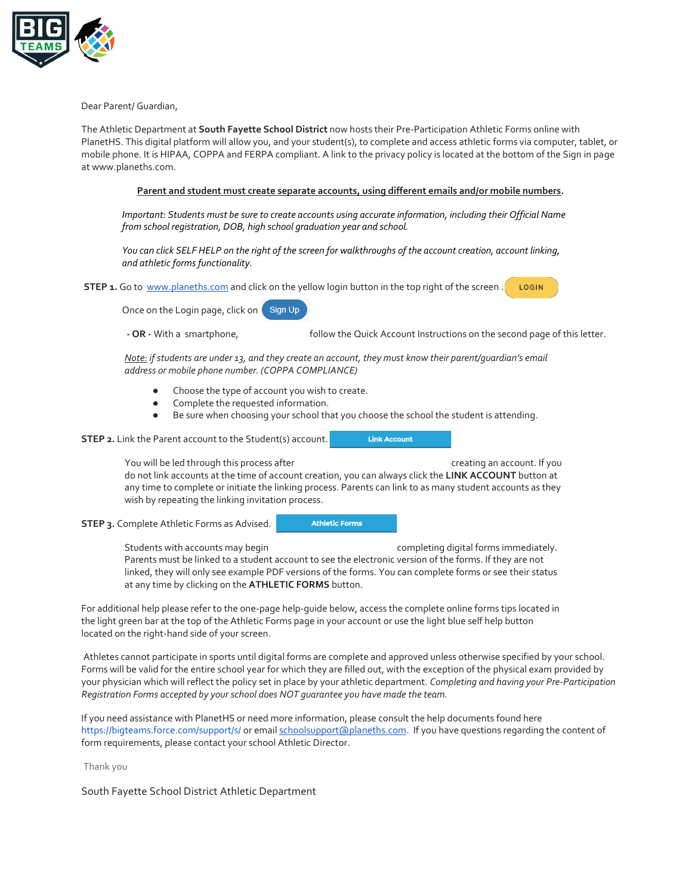Dear Parent/ Guardian,

The Athletic Department at **South Fayette School District** now hosts their Pre-Participation Athletic Forms online with PlanetHS. This digital platform will allow you, and your student(s), to complete and access athletic forms via computer, tablet, or mobile phone. It is HIPAA, COPPA and FERPA compliant. A link to the privacy policy is located at the bottom of the Sign in page at www.planeths.com.

**Parent and student must create separate accounts, using different emails and/or mobile numbers.**

*Important: Students must be sure to create accounts using accurate information, including their Official Name from school registration, DOB, high school graduation year and school.*

*You can click SELF HELP on the right of the screen for walkthroughs of the account creation, account linking, and athletic forms functionality.*

**STEP 1.** Go to www.planeths.com and click on the yellow login button in the top right of the screen . LOGIN

Once on the Login page, click on Sign Up

**- OR -** With a smartphone, follow the Quick Account Instructions on the second page of this letter.

*Note: if students are under 13, and they create an account, they must know their parent/guardian's email address or mobile phone number. (COPPA COMPLIANCE)*

- Choose the type of account you wish to create.
- Complete the requested information.
- Be sure when choosing your school that you choose the school the student is attending.

**STEP 2.** Link the Parent account to the Student(s) account. Link Account

You will be led through this process after creating an account. If you do not link accounts at the time of account creation, you can always click the **LINK ACCOUNT** button at any time to complete or initiate the linking process. Parents can link to as many student accounts as they wish by repeating the linking invitation process.

**STEP 3.** Complete Athletic Forms as Advised. Athletic Forms

Students with accounts may begin completing digital forms immediately. Parents must be linked to a student account to see the electronic version of the forms. If they are not linked, they will only see example PDF versions of the forms. You can complete forms or see their status at any time by clicking on the **ATHLETIC FORMS** button.

For additional help please refer to the one-page help-guide below, access the complete online forms tips located in the light green bar at the top of the Athletic Forms page in your account or use the light blue self help button located on the right-hand side of your screen.

Athletes cannot participate in sports until digital forms are complete and approved unless otherwise specified by your school. Forms will be valid for the entire school year for which they are filled out, with the exception of the physical exam provided by your physician which will reflect the policy set in place by your athletic department. *Completing and having your Pre-Participation Registration Forms accepted by your school does NOT guarantee you have made the team.*

If you need assistance with PlanetHS or need more information, please consult the help documents found here https://bigteams.force.com/support/s/ or email schoolsupport@planeths.com. If you have questions regarding the content of form requirements, please contact your school Athletic Director.

Thank you

South Fayette School District Athletic Department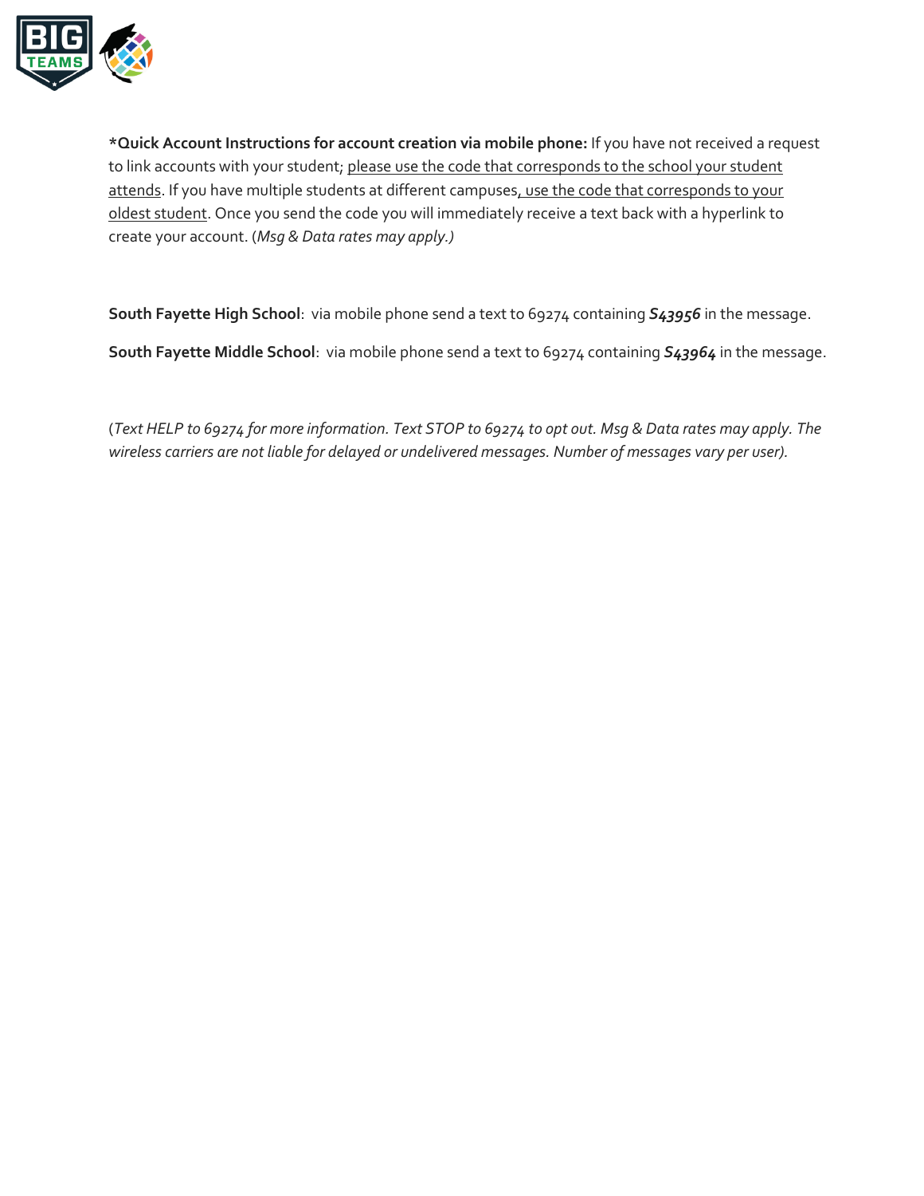***Quick Account Instructions for account creation via mobile phone:** If you have not received a request to link accounts with your student; please use the code that corresponds to the school your student attends. If you have multiple students at different campuses, use the code that corresponds to your oldest student. Once you send the code you will immediately receive a text back with a hyperlink to create your account. (*Msg & Data rates may apply.)*

**South Fayette High School**: via mobile phone send a text to 69274 containing ***S43956*** in the message.

**South Fayette Middle School**: via mobile phone send a text to 69274 containing ***S43964*** in the message.

(*Text HELP to 69274 for more information. Text STOP to 69274 to opt out. Msg & Data rates may apply. The wireless carriers are not liable for delayed or undelivered messages. Number of messages vary per user).*